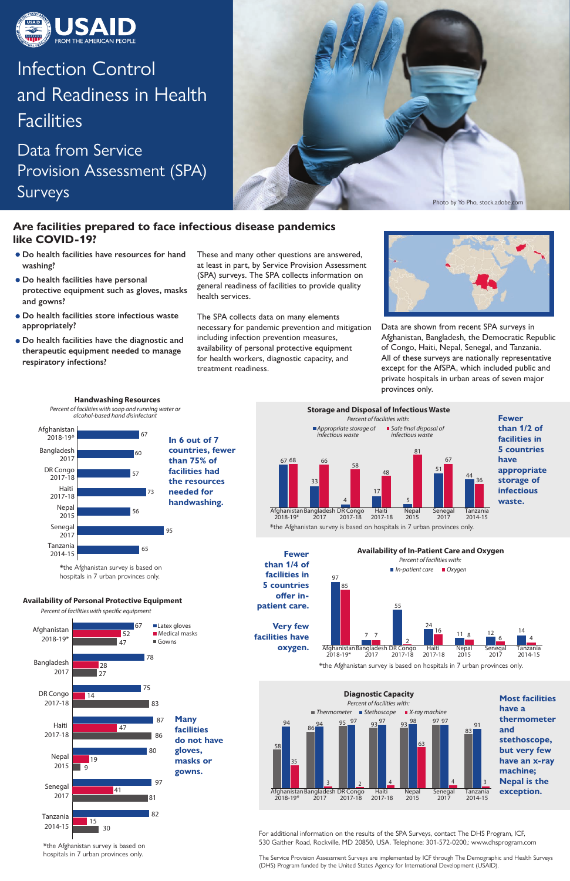USAID FROM THE AMERICAN PEOPLE

# Infection Control and Readiness in Health Facilities

## Data from Service Provision Assessment (SPA) Surveys

Photo by Yo Pho, stock.adobe.com

## Are facilities prepared to face infectious disease pandemics like COVID-19?

- **Do health facilities have resources for hand washing?**
- **Do health facilities have personal protective equipment such as gloves, masks and gowns?**
- **Do health facilities store infectious waste appropriately?**
- **Do health facilities have the diagnostic and therapeutic equipment needed to manage respiratory infections?**

These and many other questions are answered, at least in part, by Service Provision Assessment (SPA) surveys. The SPA collects information on general readiness of facilities to provide quality health services.

The SPA collects data on many elements necessary for pandemic prevention and mitigation including infection prevention measures, availability of personal protective equipment for health workers, diagnostic capacity, and treatment readiness.

Data are shown from recent SPA surveys in Afghanistan, Bangladesh, the Democratic Republic of Congo, Haiti, Nepal, Senegal, and Tanzania. All of these surveys are nationally representative except for the AfSPA, which included public and private hospitals in urban areas of seven major provinces only.

### Handwashing Resources

*Percent of facilities with soap and running water or alcohol-based hand disinfectant*

| Country | Percent |
|---|---|
| Afghanistan 2018-19* | 67 |
| Bangladesh 2017 | 60 |
| DR Congo 2017-18 | 57 |
| Haiti 2017-18 | 73 |
| Nepal 2015 | 56 |
| Senegal 2017 | 95 |
| Tanzania 2014-15 | 65 |

\*the Afghanistan survey is based on hospitals in 7 urban provinces only.

**In 6 out of 7 countries, fewer than 75% of facilities had the resources needed for handwashing.**

### Storage and Disposal of Infectious Waste

*Percent of facilities with:*

| Country | Appropriate storage of infectious waste | Safe final disposal of infectious waste |
|---|---|---|
| Afghanistan 2018-19* | 67 | 68 |
| Bangladesh 2017 | 33 | 66 |
| DR Congo 2017-18 | 4 | 58 |
| Haiti 2017-18 | 17 | 48 |
| Nepal 2015 | 5 | 81 |
| Senegal 2017 | 51 | 67 |
| Tanzania 2014-15 | 44 | 36 |

\*the Afghanistan survey is based on hospitals in 7 urban provinces only.

**Fewer than 1/2 of facilities in 5 countries have appropriate storage of infectious waste.**

### Availability of In-Patient Care and Oxygen

*Percent of facilities with:*

| Country | In-patient care | Oxygen |
|---|---|---|
| Afghanistan 2018-19* | 97 | 85 |
| Bangladesh 2017 | 7 | 7 |
| DR Congo 2017-18 | 55 | 2 |
| Haiti 2017-18 | 24 | 16 |
| Nepal 2015 | 11 | 8 |
| Senegal 2017 | 12 | 6 |
| Tanzania 2014-15 | 14 | 4 |

\*the Afghanistan survey is based on hospitals in 7 urban provinces only.

**Fewer than 1/4 of facilities in 5 countries offer in-patient care.**

**Very few facilities have oxygen.**

### Availability of Personal Protective Equipment

*Percent of facilities with specific equipment*

| Country | Latex gloves | Medical masks | Gowns |
|---|---|---|---|
| Afghanistan 2018-19* | 67 | 52 | 47 |
| Bangladesh 2017 | 78 | 28 | 27 |
| DR Congo 2017-18 | 75 | 14 | 83 |
| Haiti 2017-18 | 87 | 47 | 86 |
| Nepal 2015 | 80 | 19 | 9 |
| Senegal 2017 | 97 | 41 | 81 |
| Tanzania 2014-15 | 82 | 15 | 30 |

\*the Afghanistan survey is based on hospitals in 7 urban provinces only.

**Many facilities do not have gloves, masks or gowns.**

### Diagnostic Capacity

*Percent of facilities with:*

| Country | Thermometer | Stethoscope | X-ray machine |
|---|---|---|---|
| Afghanistan 2018-19* | 58 | 94 | 35 |
| Bangladesh 2017 | 86 | 94 | 3 |
| DR Congo 2017-18 | 95 | 97 | 2 |
| Haiti 2017-18 | 93 | 97 | 4 |
| Nepal 2015 | 93 | 98 | 63 |
| Senegal 2017 | 97 | 97 | 4 |
| Tanzania 2014-15 | 83 | 91 | 3 |

**Most facilities have a thermometer and stethoscope, but very few have an x-ray machine; Nepal is the exception.**

For additional information on the results of the SPA Surveys, contact The DHS Program, ICF, 530 Gaither Road, Rockville, MD 20850, USA. Telephone: 301-572-0200,: www.dhsprogram.com

The Service Provision Assessment Surveys are implemented by ICF through The Demographic and Health Surveys (DHS) Program funded by the United States Agency for International Development (USAID).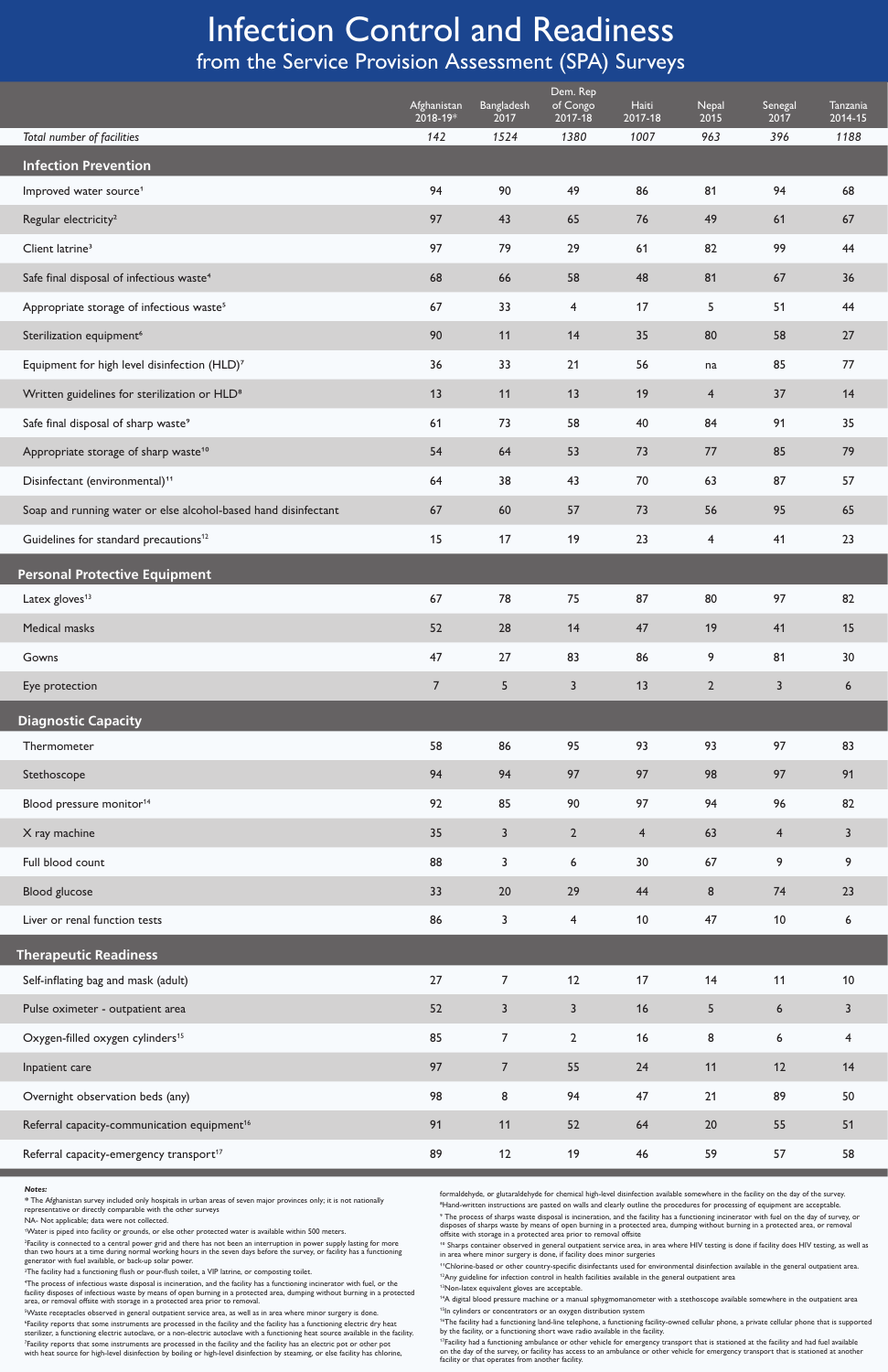# Infection Control and Readiness

## from the Service Provision Assessment (SPA) Surveys

| | Afghanistan 2018-19* | Bangladesh 2017 | Dem. Rep of Congo 2017-18 | Haiti 2017-18 | Nepal 2015 | Senegal 2017 | Tanzania 2014-15 |
|---|---|---|---|---|---|---|---|
| *Total number of facilities* | *142* | *1524* | *1380* | *1007* | *963* | *396* | *1188* |
| **Infection Prevention** | | | | | | | |
| Improved water source[1] | 94 | 90 | 49 | 86 | 81 | 94 | 68 |
| Regular electricity[2] | 97 | 43 | 65 | 76 | 49 | 61 | 67 |
| Client latrine[3] | 97 | 79 | 29 | 61 | 82 | 99 | 44 |
| Safe final disposal of infectious waste[4] | 68 | 66 | 58 | 48 | 81 | 67 | 36 |
| Appropriate storage of infectious waste[5] | 67 | 33 | 4 | 17 | 5 | 51 | 44 |
| Sterilization equipment[6] | 90 | 11 | 14 | 35 | 80 | 58 | 27 |
| Equipment for high level disinfection (HLD)[7] | 36 | 33 | 21 | 56 | na | 85 | 77 |
| Written guidelines for sterilization or HLD[8] | 13 | 11 | 13 | 19 | 4 | 37 | 14 |
| Safe final disposal of sharp waste[9] | 61 | 73 | 58 | 40 | 84 | 91 | 35 |
| Appropriate storage of sharp waste[10] | 54 | 64 | 53 | 73 | 77 | 85 | 79 |
| Disinfectant (environmental)[11] | 64 | 38 | 43 | 70 | 63 | 87 | 57 |
| Soap and running water or else alcohol-based hand disinfectant | 67 | 60 | 57 | 73 | 56 | 95 | 65 |
| Guidelines for standard precautions[12] | 15 | 17 | 19 | 23 | 4 | 41 | 23 |
| **Personal Protective Equipment** | | | | | | | |
| Latex gloves[13] | 67 | 78 | 75 | 87 | 80 | 97 | 82 |
| Medical masks | 52 | 28 | 14 | 47 | 19 | 41 | 15 |
| Gowns | 47 | 27 | 83 | 86 | 9 | 81 | 30 |
| Eye protection | 7 | 5 | 3 | 13 | 2 | 3 | 6 |
| **Diagnostic Capacity** | | | | | | | |
| Thermometer | 58 | 86 | 95 | 93 | 93 | 97 | 83 |
| Stethoscope | 94 | 94 | 97 | 97 | 98 | 97 | 91 |
| Blood pressure monitor[14] | 92 | 85 | 90 | 97 | 94 | 96 | 82 |
| X ray machine | 35 | 3 | 2 | 4 | 63 | 4 | 3 |
| Full blood count | 88 | 3 | 6 | 30 | 67 | 9 | 9 |
| Blood glucose | 33 | 20 | 29 | 44 | 8 | 74 | 23 |
| Liver or renal function tests | 86 | 3 | 4 | 10 | 47 | 10 | 6 |
| **Therapeutic Readiness** | | | | | | | |
| Self-inflating bag and mask (adult) | 27 | 7 | 12 | 17 | 14 | 11 | 10 |
| Pulse oximeter - outpatient area | 52 | 3 | 3 | 16 | 5 | 6 | 3 |
| Oxygen-filled oxygen cylinders[15] | 85 | 7 | 2 | 16 | 8 | 6 | 4 |
| Inpatient care | 97 | 7 | 55 | 24 | 11 | 12 | 14 |
| Overnight observation beds (any) | 98 | 8 | 94 | 47 | 21 | 89 | 50 |
| Referral capacity-communication equipment[16] | 91 | 11 | 52 | 64 | 20 | 55 | 51 |
| Referral capacity-emergency transport[17] | 89 | 12 | 19 | 46 | 59 | 57 | 58 |

***Notes:***

\* The Afghanistan survey included only hospitals in urban areas of seven major provinces only; it is not nationally representative or directly comparable with the other surveys

NA- Not applicable; data were not collected.

[1]Water is piped into facility or grounds, or else other protected water is available within 500 meters.

[2]Facility is connected to a central power grid and there has not been an interruption in power supply lasting for more than two hours at a time during normal working hours in the seven days before the survey, or facility has a functioning generator with fuel available, or back-up solar power.

[3]The facility had a functioning flush or pour-flush toilet, a VIP latrine, or composting toilet.

[4]The process of infectious waste disposal is incineration, and the facility has a functioning incinerator with fuel, or the facility disposes of infectious waste by means of open burning in a protected area, dumping without burning in a protected area, or removal offsite with storage in a protected area prior to removal.

[5]Waste receptacles observed in general outpatient service area, as well as in area where minor surgery is done.

[6]Facility reports that some instruments are processed in the facility and the facility has a functioning electric dry heat sterilizer, a functioning electric autoclave, or a non-electric autoclave with a functioning heat source available in the facility.

[7]Facility reports that some instruments are processed in the facility and the facility has an electric pot or other pot with heat source for high-level disinfection by boiling or high-level disinfection by steaming, or else facility has chlorine, formaldehyde, or glutaraldehyde for chemical high-level disinfection available somewhere in the facility on the day of the survey.

[8]Hand-written instructions are pasted on walls and clearly outline the procedures for processing of equipment are acceptable.

[9] The process of sharps waste disposal is incineration, and the facility has a functioning incinerator with fuel on the day of survey, or disposes of sharps waste by means of open burning in a protected area, dumping without burning in a protected area, or removal offsite with storage in a protected area prior to removal offsite

[10] Sharps container observed in general outpatient service area, in area where HIV testing is done if facility does HIV testing, as well as in area where minor surgery is done, if facility does minor surgeries

[11]Chlorine-based or other country-specific disinfectants used for environmental disinfection available in the general outpatient area.

[12]Any guideline for infection control in health facilities available in the general outpatient area

[13]Non-latex equivalent gloves are acceptable.

[14]A digital blood pressure machine or a manual sphygmomanometer with a stethoscope available somewhere in the outpatient area

[15]In cylinders or concentrators or an oxygen distribution system

[16]The facility had a functioning land-line telephone, a functioning facility-owned cellular phone, a private cellular phone that is supported by the facility, or a functioning short wave radio available in the facility.

[17]Facility had a functioning ambulance or other vehicle for emergency transport that is stationed at the facility and had fuel available on the day of the survey, or facility has access to an ambulance or other vehicle for emergency transport that is stationed at another facility or that operates from another facility.